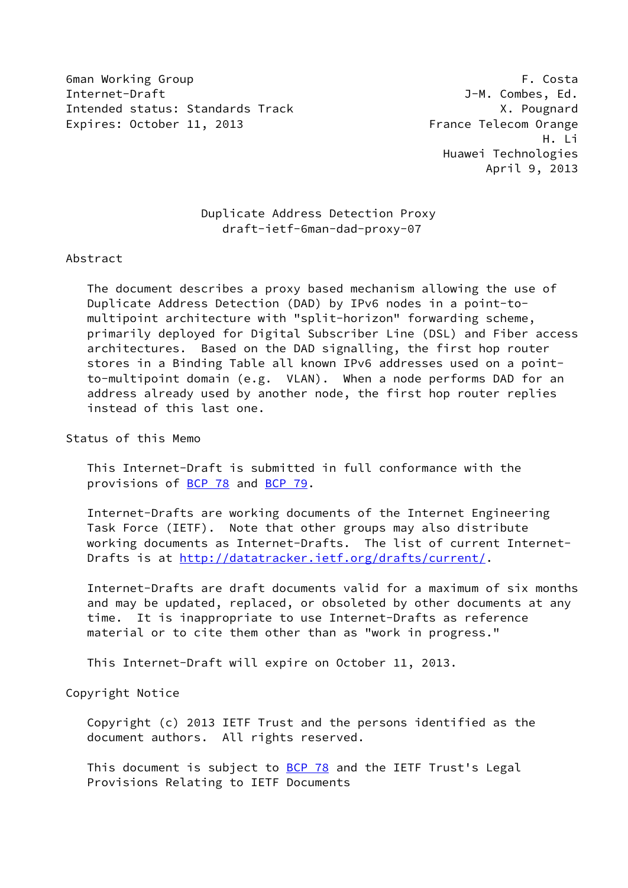6man Working Group F. Costa
Internet-Draft J-M. Combes, Ed.
Intended status: Standards Track X. Pougnard
Expires: October 11, 2013 France Telecom Orange
H. Li
Huawei Technologies
April 9, 2013

# Duplicate Address Detection Proxy
draft-ietf-6man-dad-proxy-07

## Abstract

The document describes a proxy based mechanism allowing the use of Duplicate Address Detection (DAD) by IPv6 nodes in a point-to-multipoint architecture with "split-horizon" forwarding scheme, primarily deployed for Digital Subscriber Line (DSL) and Fiber access architectures. Based on the DAD signalling, the first hop router stores in a Binding Table all known IPv6 addresses used on a point-to-multipoint domain (e.g. VLAN). When a node performs DAD for an address already used by another node, the first hop router replies instead of this last one.

## Status of this Memo

This Internet-Draft is submitted in full conformance with the provisions of BCP 78 and BCP 79.

Internet-Drafts are working documents of the Internet Engineering Task Force (IETF). Note that other groups may also distribute working documents as Internet-Drafts. The list of current Internet-Drafts is at http://datatracker.ietf.org/drafts/current/.

Internet-Drafts are draft documents valid for a maximum of six months and may be updated, replaced, or obsoleted by other documents at any time. It is inappropriate to use Internet-Drafts as reference material or to cite them other than as "work in progress."

This Internet-Draft will expire on October 11, 2013.

## Copyright Notice

Copyright (c) 2013 IETF Trust and the persons identified as the document authors. All rights reserved.

This document is subject to BCP 78 and the IETF Trust's Legal Provisions Relating to IETF Documents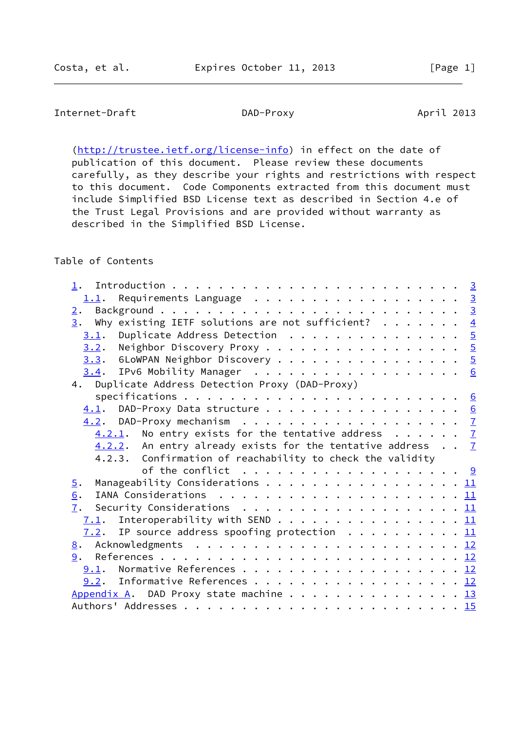(http://trustee.ietf.org/license-info) in effect on the date of publication of this document. Please review these documents carefully, as they describe your rights and restrictions with respect to this document. Code Components extracted from this document must include Simplified BSD License text as described in Section 4.e of the Trust Legal Provisions and are provided without warranty as described in the Simplified BSD License.

## Table of Contents

```
   1.  Introduction . . . . . . . . . . . . . . . . . . . . . . . .   3
     1.1.  Requirements Language  . . . . . . . . . . . . . . . . .   3
   2.  Background . . . . . . . . . . . . . . . . . . . . . . . . .   3
   3.  Why existing IETF solutions are not sufficient?  . . . . . .   4
     3.1.  Duplicate Address Detection  . . . . . . . . . . . . . .   5
     3.2.  Neighbor Discovery Proxy . . . . . . . . . . . . . . . .   5
     3.3.  6LoWPAN Neighbor Discovery . . . . . . . . . . . . . . .   5
     3.4.  IPv6 Mobility Manager  . . . . . . . . . . . . . . . . .   6
   4.  Duplicate Address Detection Proxy (DAD-Proxy)
       specifications . . . . . . . . . . . . . . . . . . . . . . .   6
     4.1.  DAD-Proxy Data structure . . . . . . . . . . . . . . . .   6
     4.2.  DAD-Proxy mechanism  . . . . . . . . . . . . . . . . . .   7
       4.2.1.  No entry exists for the tentative address  . . . . .   7
       4.2.2.  An entry already exists for the tentative address  .   7
       4.2.3.  Confirmation of reachability to check the validity
               of the conflict  . . . . . . . . . . . . . . . . . .   9
   5.  Manageability Considerations . . . . . . . . . . . . . . . .  11
   6.  IANA Considerations  . . . . . . . . . . . . . . . . . . . .  11
   7.  Security Considerations  . . . . . . . . . . . . . . . . . .  11
     7.1.  Interoperability with SEND . . . . . . . . . . . . . . .  11
     7.2.  IP source address spoofing protection  . . . . . . . . .  11
   8.  Acknowledgments  . . . . . . . . . . . . . . . . . . . . . .  12
   9.  References . . . . . . . . . . . . . . . . . . . . . . . . .  12
     9.1.  Normative References . . . . . . . . . . . . . . . . . .  12
     9.2.  Informative References . . . . . . . . . . . . . . . . .  12
   Appendix A.  DAD Proxy state machine . . . . . . . . . . . . . .  13
   Authors' Addresses . . . . . . . . . . . . . . . . . . . . . . .  15
```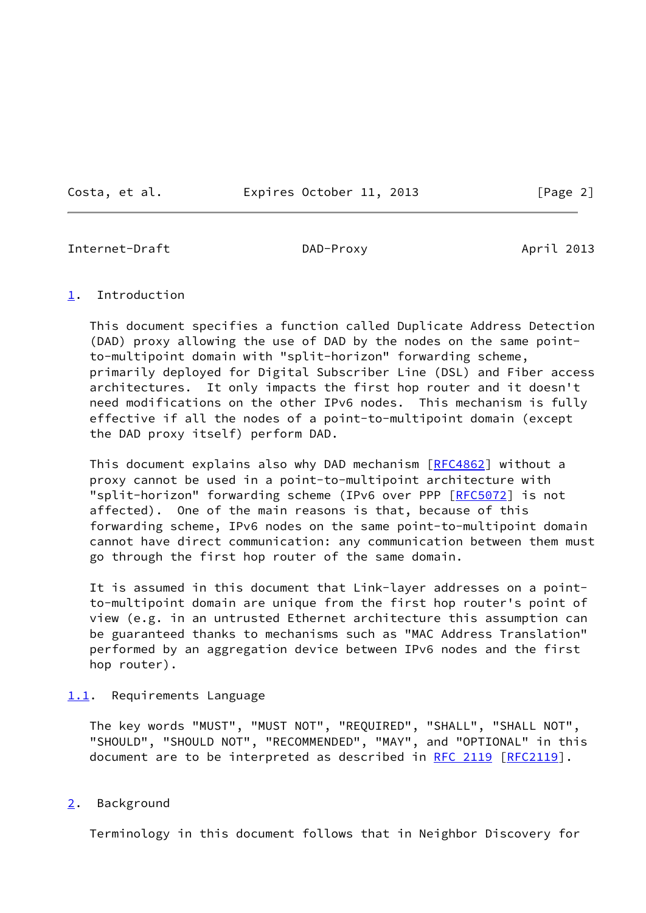## 1. Introduction

This document specifies a function called Duplicate Address Detection (DAD) proxy allowing the use of DAD by the nodes on the same point-to-multipoint domain with "split-horizon" forwarding scheme, primarily deployed for Digital Subscriber Line (DSL) and Fiber access architectures. It only impacts the first hop router and it doesn't need modifications on the other IPv6 nodes. This mechanism is fully effective if all the nodes of a point-to-multipoint domain (except the DAD proxy itself) perform DAD.

This document explains also why DAD mechanism [RFC4862] without a proxy cannot be used in a point-to-multipoint architecture with "split-horizon" forwarding scheme (IPv6 over PPP [RFC5072] is not affected). One of the main reasons is that, because of this forwarding scheme, IPv6 nodes on the same point-to-multipoint domain cannot have direct communication: any communication between them must go through the first hop router of the same domain.

It is assumed in this document that Link-layer addresses on a point-to-multipoint domain are unique from the first hop router's point of view (e.g. in an untrusted Ethernet architecture this assumption can be guaranteed thanks to mechanisms such as "MAC Address Translation" performed by an aggregation device between IPv6 nodes and the first hop router).

### 1.1. Requirements Language

The key words "MUST", "MUST NOT", "REQUIRED", "SHALL", "SHALL NOT", "SHOULD", "SHOULD NOT", "RECOMMENDED", "MAY", and "OPTIONAL" in this document are to be interpreted as described in RFC 2119 [RFC2119].

## 2. Background

Terminology in this document follows that in Neighbor Discovery for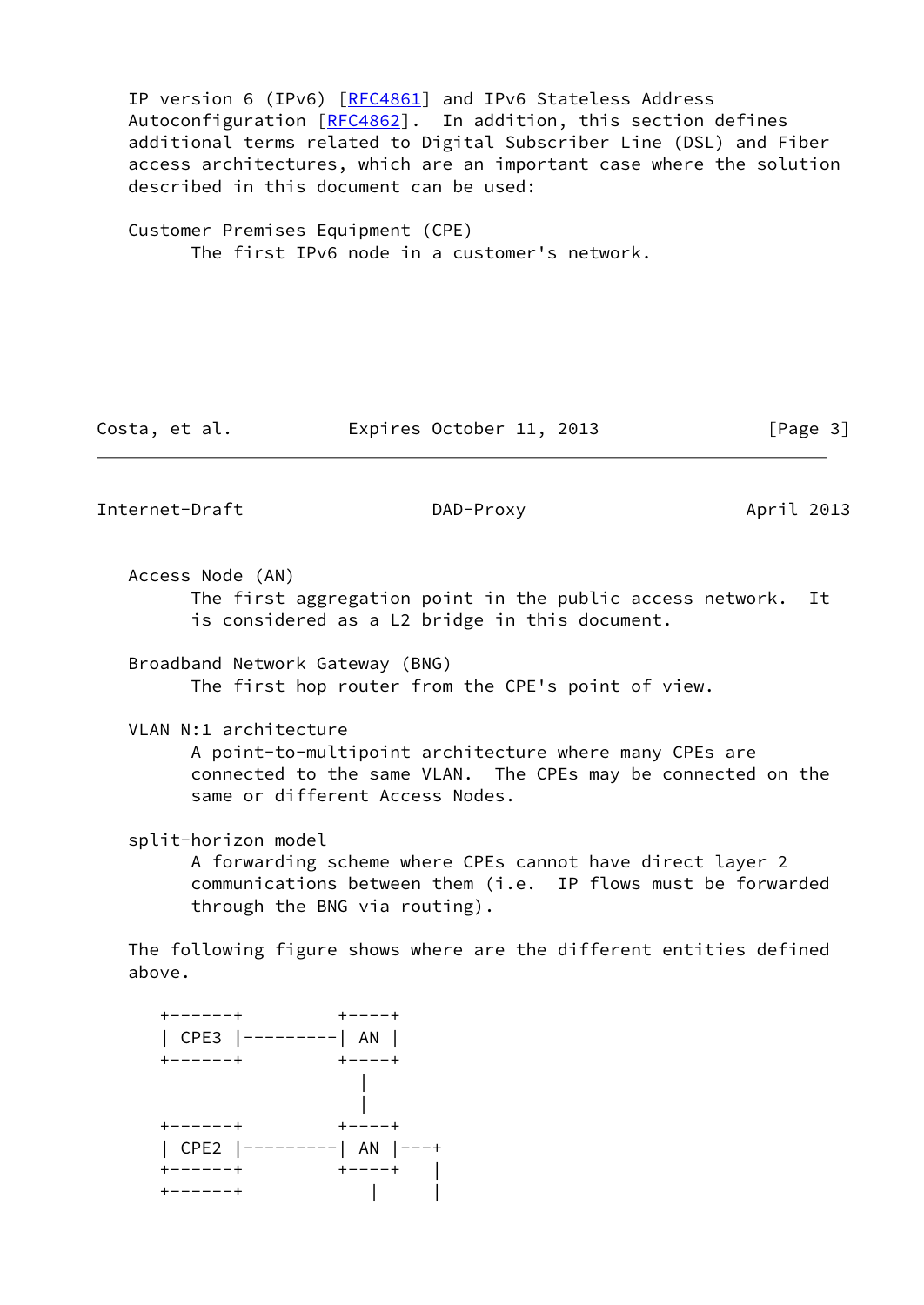IP version 6 (IPv6) [RFC4861] and IPv6 Stateless Address Autoconfiguration [RFC4862]. In addition, this section defines additional terms related to Digital Subscriber Line (DSL) and Fiber access architectures, which are an important case where the solution described in this document can be used:

Customer Premises Equipment (CPE)
: The first IPv6 node in a customer's network.

Access Node (AN)
: The first aggregation point in the public access network. It is considered as a L2 bridge in this document.

Broadband Network Gateway (BNG)
: The first hop router from the CPE's point of view.

VLAN N:1 architecture
: A point-to-multipoint architecture where many CPEs are connected to the same VLAN. The CPEs may be connected on the same or different Access Nodes.

split-horizon model
: A forwarding scheme where CPEs cannot have direct layer 2 communications between them (i.e. IP flows must be forwarded through the BNG via routing).

The following figure shows where are the different entities defined above.

```
+-------+         +----+
| CPE3  |---------| AN |
+-------+         +----+
                     |
                     |
+-------+         +----+
| CPE2  |---------| AN |---+
+-------+         +----+   |
+-------+            |     |
```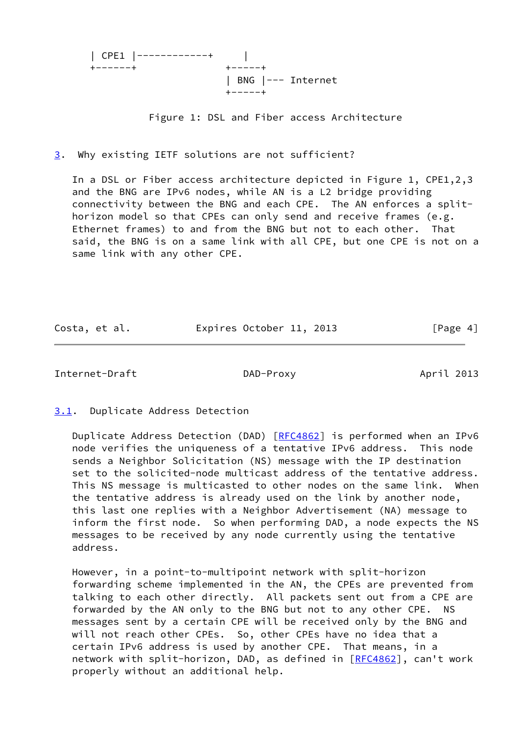```
        | CPE1 |------------+      |
        +------+              +-----+
                              | BNG |--- Internet
                              +-----+
```

Figure 1: DSL and Fiber access Architecture

## 3. Why existing IETF solutions are not sufficient?

In a DSL or Fiber access architecture depicted in Figure 1, CPE1,2,3 and the BNG are IPv6 nodes, while AN is a L2 bridge providing connectivity between the BNG and each CPE. The AN enforces a split-horizon model so that CPEs can only send and receive frames (e.g. Ethernet frames) to and from the BNG but not to each other. That said, the BNG is on a same link with all CPE, but one CPE is not on a same link with any other CPE.

### 3.1. Duplicate Address Detection

Duplicate Address Detection (DAD) [RFC4862] is performed when an IPv6 node verifies the uniqueness of a tentative IPv6 address. This node sends a Neighbor Solicitation (NS) message with the IP destination set to the solicited-node multicast address of the tentative address. This NS message is multicasted to other nodes on the same link. When the tentative address is already used on the link by another node, this last one replies with a Neighbor Advertisement (NA) message to inform the first node. So when performing DAD, a node expects the NS messages to be received by any node currently using the tentative address.

However, in a point-to-multipoint network with split-horizon forwarding scheme implemented in the AN, the CPEs are prevented from talking to each other directly. All packets sent out from a CPE are forwarded by the AN only to the BNG but not to any other CPE. NS messages sent by a certain CPE will be received only by the BNG and will not reach other CPEs. So, other CPEs have no idea that a certain IPv6 address is used by another CPE. That means, in a network with split-horizon, DAD, as defined in [RFC4862], can't work properly without an additional help.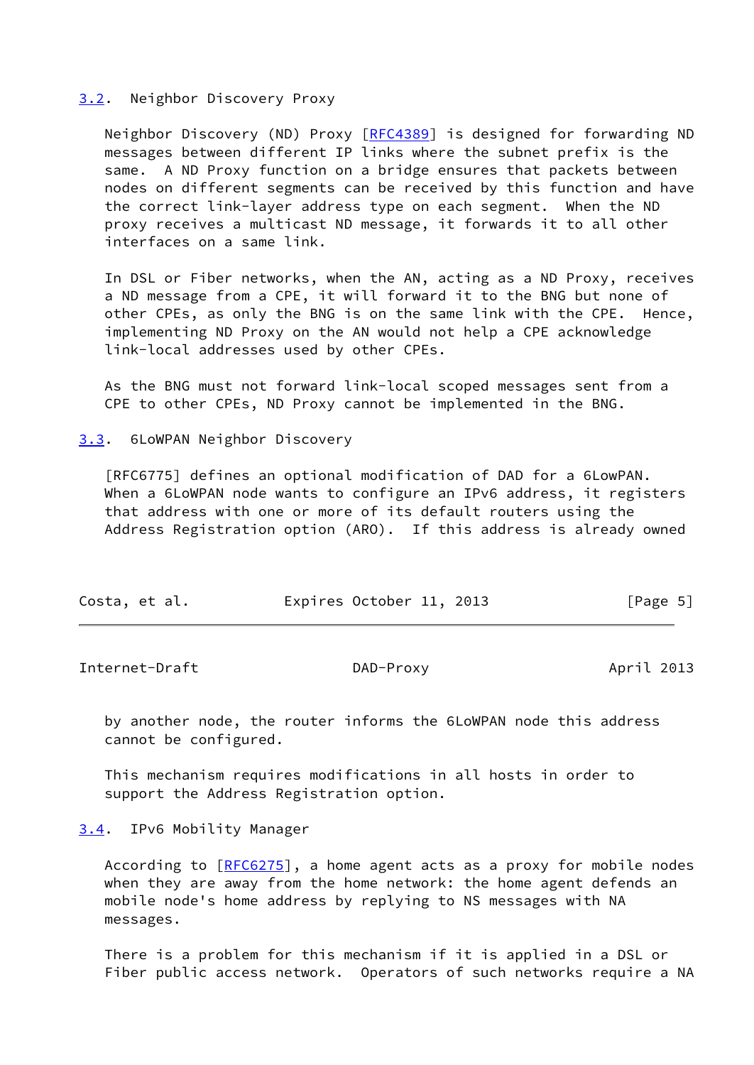### 3.2. Neighbor Discovery Proxy

Neighbor Discovery (ND) Proxy [RFC4389] is designed for forwarding ND messages between different IP links where the subnet prefix is the same. A ND Proxy function on a bridge ensures that packets between nodes on different segments can be received by this function and have the correct link-layer address type on each segment. When the ND proxy receives a multicast ND message, it forwards it to all other interfaces on a same link.

In DSL or Fiber networks, when the AN, acting as a ND Proxy, receives a ND message from a CPE, it will forward it to the BNG but none of other CPEs, as only the BNG is on the same link with the CPE. Hence, implementing ND Proxy on the AN would not help a CPE acknowledge link-local addresses used by other CPEs.

As the BNG must not forward link-local scoped messages sent from a CPE to other CPEs, ND Proxy cannot be implemented in the BNG.

### 3.3. 6LoWPAN Neighbor Discovery

[RFC6775] defines an optional modification of DAD for a 6LowPAN. When a 6LoWPAN node wants to configure an IPv6 address, it registers that address with one or more of its default routers using the Address Registration option (ARO). If this address is already owned by another node, the router informs the 6LoWPAN node this address cannot be configured.

This mechanism requires modifications in all hosts in order to support the Address Registration option.

### 3.4. IPv6 Mobility Manager

According to [RFC6275], a home agent acts as a proxy for mobile nodes when they are away from the home network: the home agent defends an mobile node's home address by replying to NS messages with NA messages.

There is a problem for this mechanism if it is applied in a DSL or Fiber public access network. Operators of such networks require a NA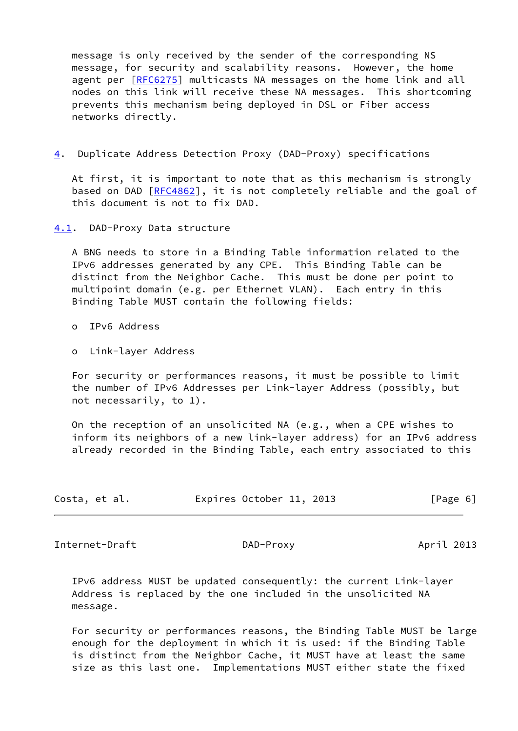message is only received by the sender of the corresponding NS message, for security and scalability reasons. However, the home agent per [RFC6275] multicasts NA messages on the home link and all nodes on this link will receive these NA messages. This shortcoming prevents this mechanism being deployed in DSL or Fiber access networks directly.

# 4. Duplicate Address Detection Proxy (DAD-Proxy) specifications

At first, it is important to note that as this mechanism is strongly based on DAD [RFC4862], it is not completely reliable and the goal of this document is not to fix DAD.

## 4.1. DAD-Proxy Data structure

A BNG needs to store in a Binding Table information related to the IPv6 addresses generated by any CPE. This Binding Table can be distinct from the Neighbor Cache. This must be done per point to multipoint domain (e.g. per Ethernet VLAN). Each entry in this Binding Table MUST contain the following fields:

- IPv6 Address
- Link-layer Address

For security or performances reasons, it must be possible to limit the number of IPv6 Addresses per Link-layer Address (possibly, but not necessarily, to 1).

On the reception of an unsolicited NA (e.g., when a CPE wishes to inform its neighbors of a new link-layer address) for an IPv6 address already recorded in the Binding Table, each entry associated to this IPv6 address MUST be updated consequently: the current Link-layer Address is replaced by the one included in the unsolicited NA message.

For security or performances reasons, the Binding Table MUST be large enough for the deployment in which it is used: if the Binding Table is distinct from the Neighbor Cache, it MUST have at least the same size as this last one. Implementations MUST either state the fixed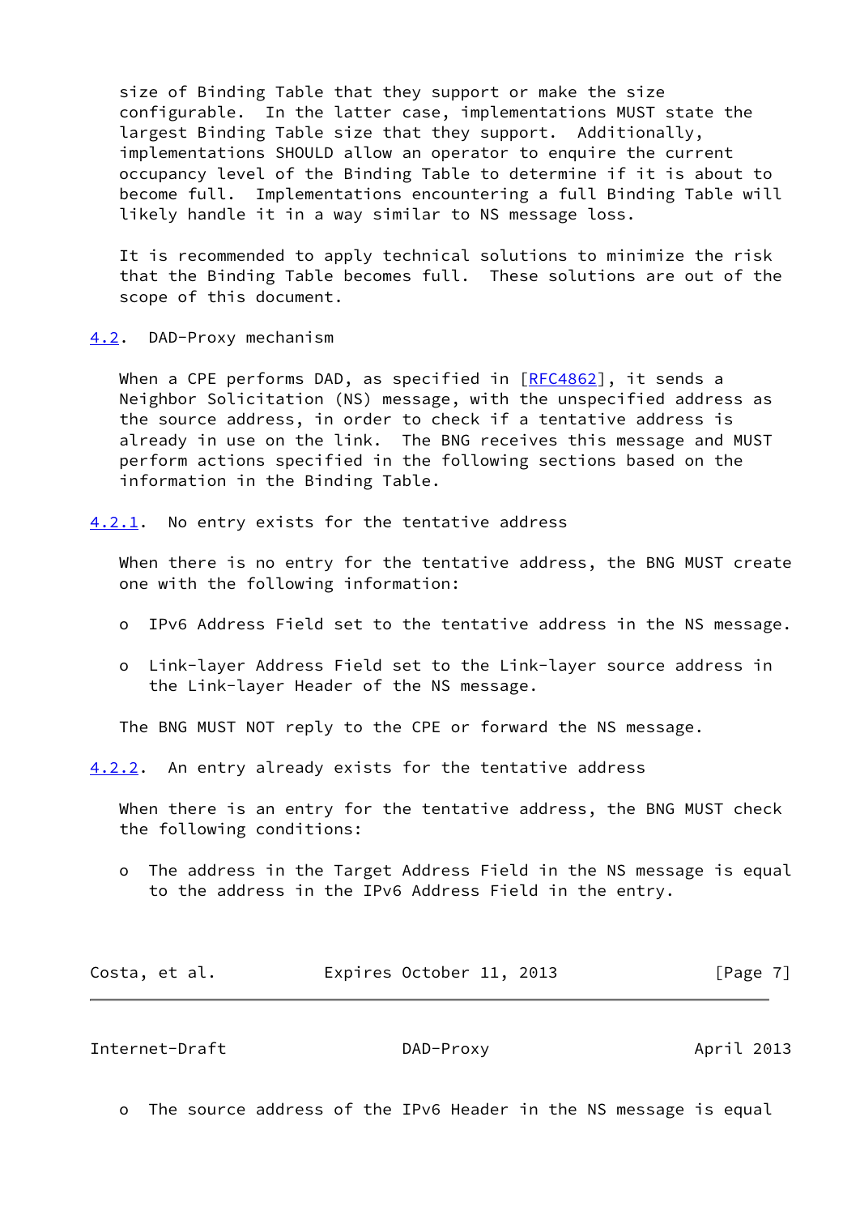size of Binding Table that they support or make the size configurable. In the latter case, implementations MUST state the largest Binding Table size that they support. Additionally, implementations SHOULD allow an operator to enquire the current occupancy level of the Binding Table to determine if it is about to become full. Implementations encountering a full Binding Table will likely handle it in a way similar to NS message loss.

It is recommended to apply technical solutions to minimize the risk that the Binding Table becomes full. These solutions are out of the scope of this document.

### 4.2. DAD-Proxy mechanism

When a CPE performs DAD, as specified in [RFC4862], it sends a Neighbor Solicitation (NS) message, with the unspecified address as the source address, in order to check if a tentative address is already in use on the link. The BNG receives this message and MUST perform actions specified in the following sections based on the information in the Binding Table.

#### 4.2.1. No entry exists for the tentative address

When there is no entry for the tentative address, the BNG MUST create one with the following information:

- IPv6 Address Field set to the tentative address in the NS message.
- Link-layer Address Field set to the Link-layer source address in the Link-layer Header of the NS message.

The BNG MUST NOT reply to the CPE or forward the NS message.

#### 4.2.2. An entry already exists for the tentative address

When there is an entry for the tentative address, the BNG MUST check the following conditions:

- The address in the Target Address Field in the NS message is equal to the address in the IPv6 Address Field in the entry.
- The source address of the IPv6 Header in the NS message is equal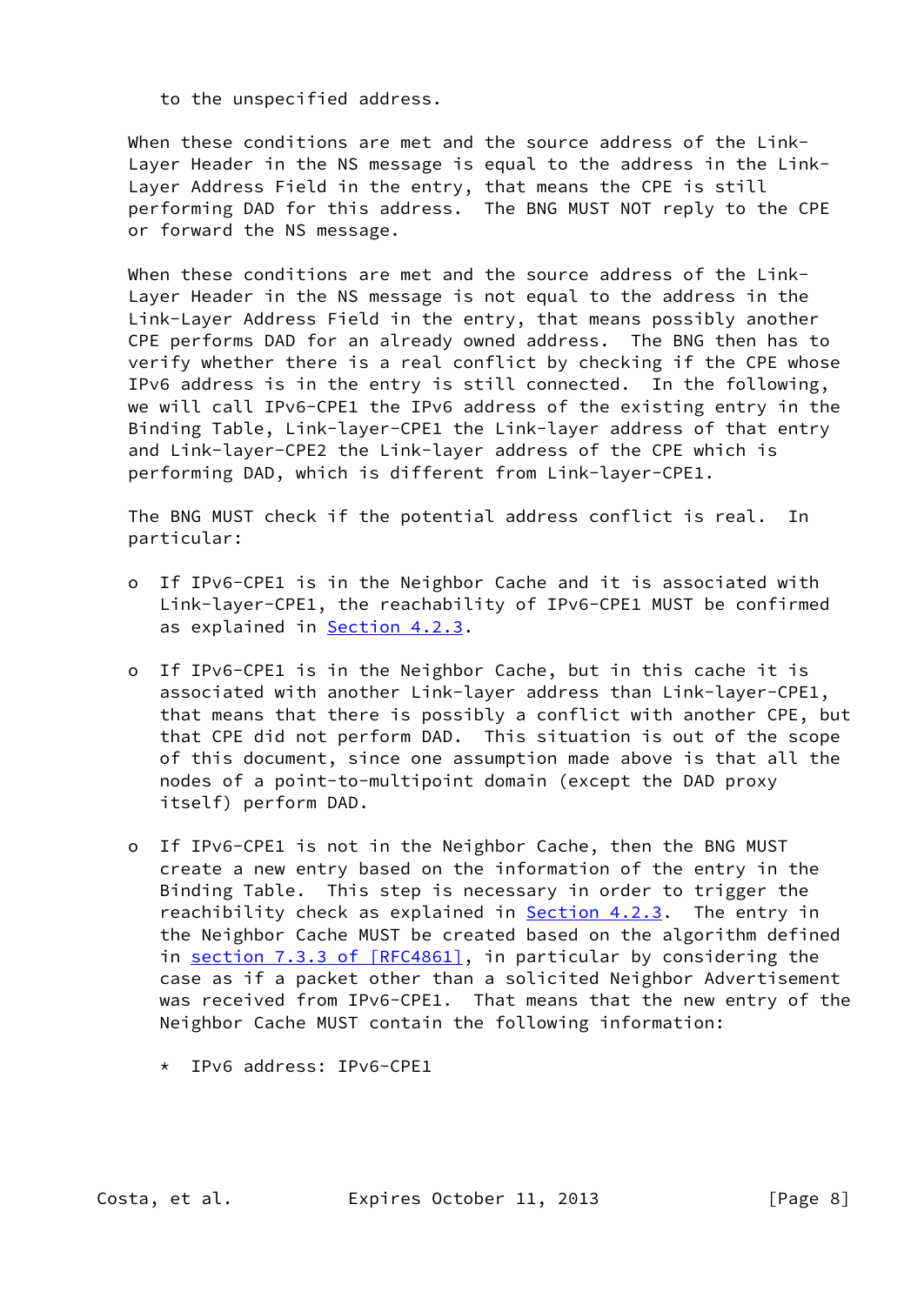to the unspecified address.

When these conditions are met and the source address of the Link-Layer Header in the NS message is equal to the address in the Link-Layer Address Field in the entry, that means the CPE is still performing DAD for this address. The BNG MUST NOT reply to the CPE or forward the NS message.

When these conditions are met and the source address of the Link-Layer Header in the NS message is not equal to the address in the Link-Layer Address Field in the entry, that means possibly another CPE performs DAD for an already owned address. The BNG then has to verify whether there is a real conflict by checking if the CPE whose IPv6 address is in the entry is still connected. In the following, we will call IPv6-CPE1 the IPv6 address of the existing entry in the Binding Table, Link-layer-CPE1 the Link-layer address of that entry and Link-layer-CPE2 the Link-layer address of the CPE which is performing DAD, which is different from Link-layer-CPE1.

The BNG MUST check if the potential address conflict is real. In particular:

- If IPv6-CPE1 is in the Neighbor Cache and it is associated with Link-layer-CPE1, the reachability of IPv6-CPE1 MUST be confirmed as explained in Section 4.2.3.

- If IPv6-CPE1 is in the Neighbor Cache, but in this cache it is associated with another Link-layer address than Link-layer-CPE1, that means that there is possibly a conflict with another CPE, but that CPE did not perform DAD. This situation is out of the scope of this document, since one assumption made above is that all the nodes of a point-to-multipoint domain (except the DAD proxy itself) perform DAD.

- If IPv6-CPE1 is not in the Neighbor Cache, then the BNG MUST create a new entry based on the information of the entry in the Binding Table. This step is necessary in order to trigger the reachibility check as explained in Section 4.2.3. The entry in the Neighbor Cache MUST be created based on the algorithm defined in section 7.3.3 of [RFC4861], in particular by considering the case as if a packet other than a solicited Neighbor Advertisement was received from IPv6-CPE1. That means that the new entry of the Neighbor Cache MUST contain the following information:

  * IPv6 address: IPv6-CPE1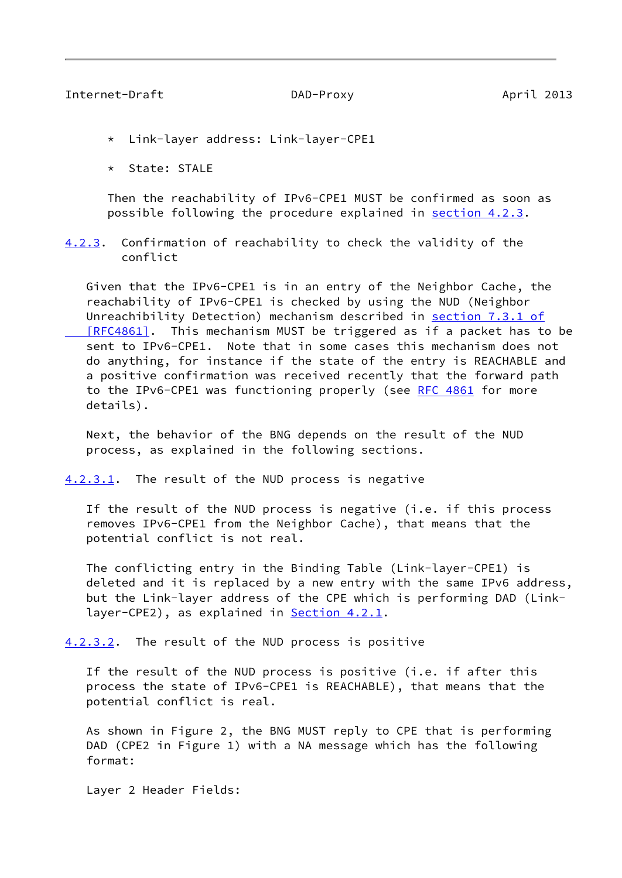* Link-layer address: Link-layer-CPE1

* State: STALE

Then the reachability of IPv6-CPE1 MUST be confirmed as soon as possible following the procedure explained in section 4.2.3.

#### 4.2.3. Confirmation of reachability to check the validity of the conflict

Given that the IPv6-CPE1 is in an entry of the Neighbor Cache, the reachability of IPv6-CPE1 is checked by using the NUD (Neighbor Unreachibility Detection) mechanism described in section 7.3.1 of [RFC4861]. This mechanism MUST be triggered as if a packet has to be sent to IPv6-CPE1. Note that in some cases this mechanism does not do anything, for instance if the state of the entry is REACHABLE and a positive confirmation was received recently that the forward path to the IPv6-CPE1 was functioning properly (see RFC 4861 for more details).

Next, the behavior of the BNG depends on the result of the NUD process, as explained in the following sections.

##### 4.2.3.1. The result of the NUD process is negative

If the result of the NUD process is negative (i.e. if this process removes IPv6-CPE1 from the Neighbor Cache), that means that the potential conflict is not real.

The conflicting entry in the Binding Table (Link-layer-CPE1) is deleted and it is replaced by a new entry with the same IPv6 address, but the Link-layer address of the CPE which is performing DAD (Link-layer-CPE2), as explained in Section 4.2.1.

##### 4.2.3.2. The result of the NUD process is positive

If the result of the NUD process is positive (i.e. if after this process the state of IPv6-CPE1 is REACHABLE), that means that the potential conflict is real.

As shown in Figure 2, the BNG MUST reply to CPE that is performing DAD (CPE2 in Figure 1) with a NA message which has the following format:

Layer 2 Header Fields: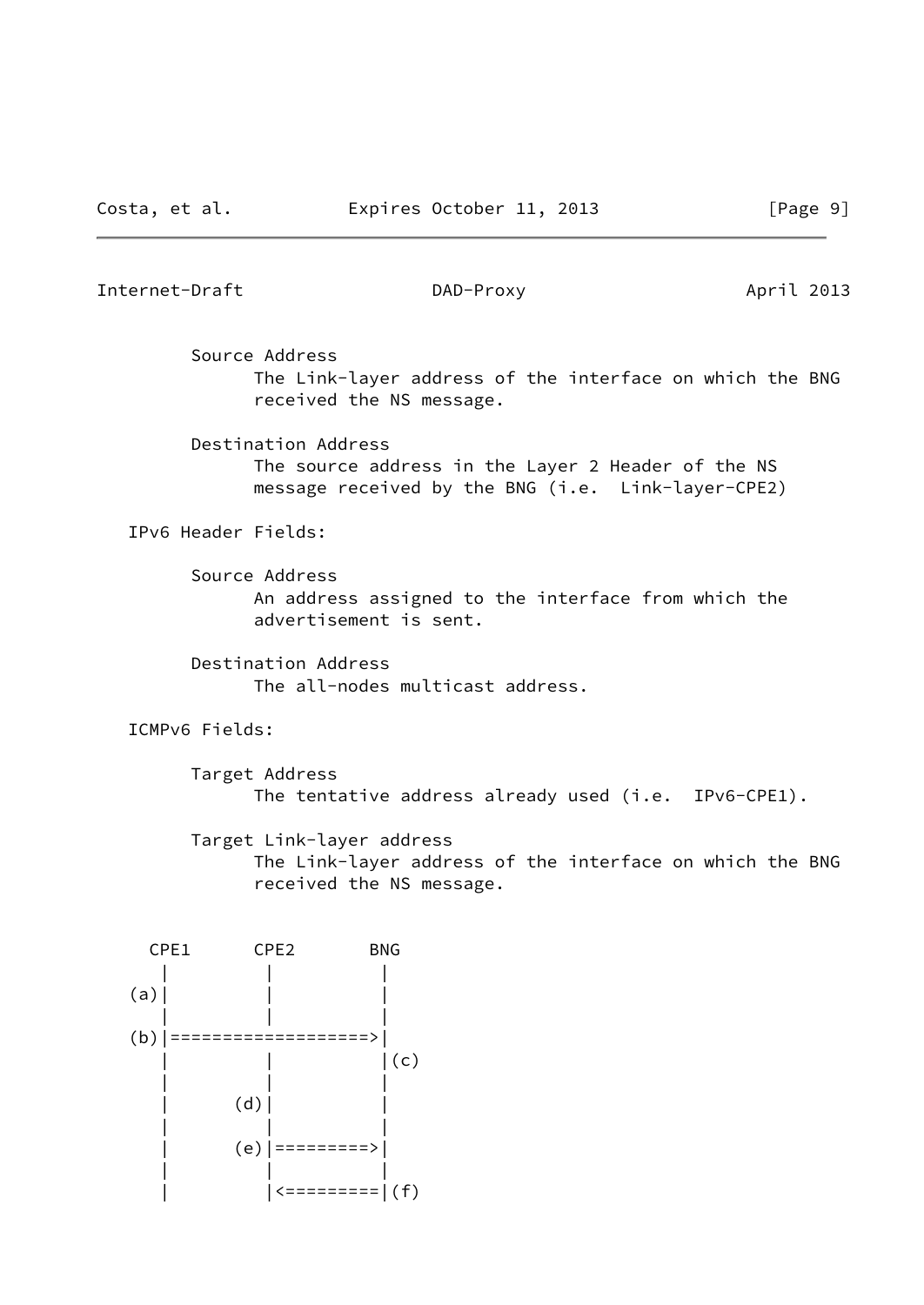Source Address
The Link-layer address of the interface on which the BNG received the NS message.

Destination Address
The source address in the Layer 2 Header of the NS message received by the BNG (i.e. Link-layer-CPE2)

IPv6 Header Fields:

Source Address
An address assigned to the interface from which the advertisement is sent.

Destination Address
The all-nodes multicast address.

ICMPv6 Fields:

Target Address
The tentative address already used (i.e. IPv6-CPE1).

Target Link-layer address
The Link-layer address of the interface on which the BNG received the NS message.

```
  CPE1      CPE2       BNG
    |         |          |
 (a)|         |          |
    |         |          |
 (b)|===================>|
    |         |          |(c)
    |         |          |
    |      (d)|          |
    |         |          |
    |      (e)|=========>|
    |         |          |
    |         |<=========|(f)
```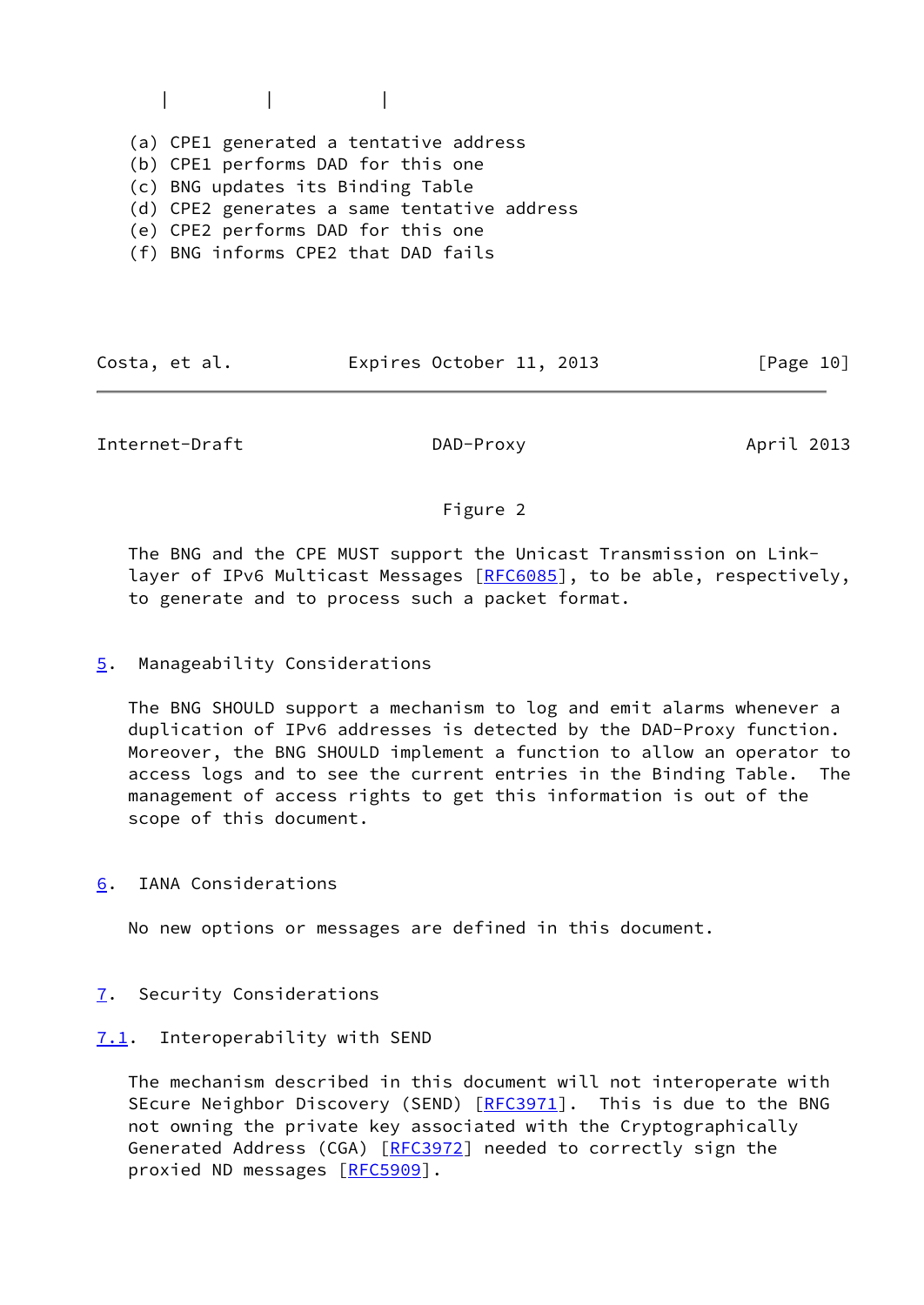```
     |          |           |
```

(a) CPE1 generated a tentative address
(b) CPE1 performs DAD for this one
(c) BNG updates its Binding Table
(d) CPE2 generates a same tentative address
(e) CPE2 performs DAD for this one
(f) BNG informs CPE2 that DAD fails

Figure 2

The BNG and the CPE MUST support the Unicast Transmission on Link-layer of IPv6 Multicast Messages [RFC6085], to be able, respectively, to generate and to process such a packet format.

## 5. Manageability Considerations

The BNG SHOULD support a mechanism to log and emit alarms whenever a duplication of IPv6 addresses is detected by the DAD-Proxy function. Moreover, the BNG SHOULD implement a function to allow an operator to access logs and to see the current entries in the Binding Table. The management of access rights to get this information is out of the scope of this document.

## 6. IANA Considerations

No new options or messages are defined in this document.

## 7. Security Considerations

### 7.1. Interoperability with SEND

The mechanism described in this document will not interoperate with SEcure Neighbor Discovery (SEND) [RFC3971]. This is due to the BNG not owning the private key associated with the Cryptographically Generated Address (CGA) [RFC3972] needed to correctly sign the proxied ND messages [RFC5909].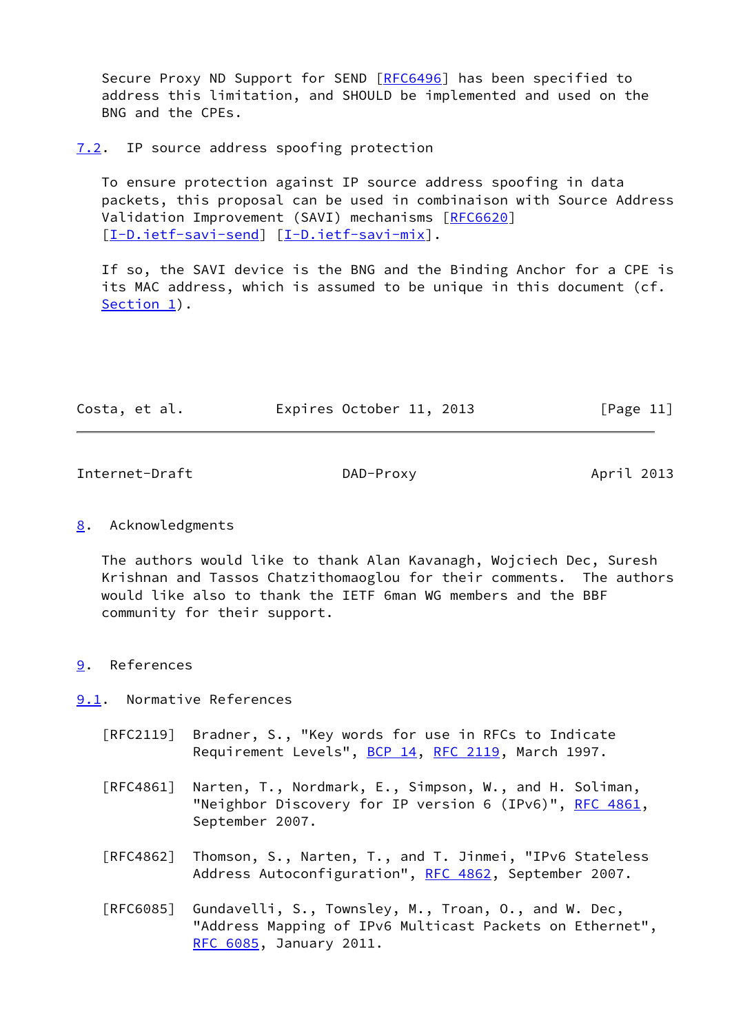Secure Proxy ND Support for SEND [RFC6496] has been specified to address this limitation, and SHOULD be implemented and used on the BNG and the CPEs.

### 7.2. IP source address spoofing protection

To ensure protection against IP source address spoofing in data packets, this proposal can be used in combinaison with Source Address Validation Improvement (SAVI) mechanisms [RFC6620] [I-D.ietf-savi-send] [I-D.ietf-savi-mix].

If so, the SAVI device is the BNG and the Binding Anchor for a CPE is its MAC address, which is assumed to be unique in this document (cf. Section 1).

## 8. Acknowledgments

The authors would like to thank Alan Kavanagh, Wojciech Dec, Suresh Krishnan and Tassos Chatzithomaoglou for their comments. The authors would like also to thank the IETF 6man WG members and the BBF community for their support.

## 9. References

### 9.1. Normative References

[RFC2119] Bradner, S., "Key words for use in RFCs to Indicate Requirement Levels", BCP 14, RFC 2119, March 1997.

[RFC4861] Narten, T., Nordmark, E., Simpson, W., and H. Soliman, "Neighbor Discovery for IP version 6 (IPv6)", RFC 4861, September 2007.

[RFC4862] Thomson, S., Narten, T., and T. Jinmei, "IPv6 Stateless Address Autoconfiguration", RFC 4862, September 2007.

[RFC6085] Gundavelli, S., Townsley, M., Troan, O., and W. Dec, "Address Mapping of IPv6 Multicast Packets on Ethernet", RFC 6085, January 2011.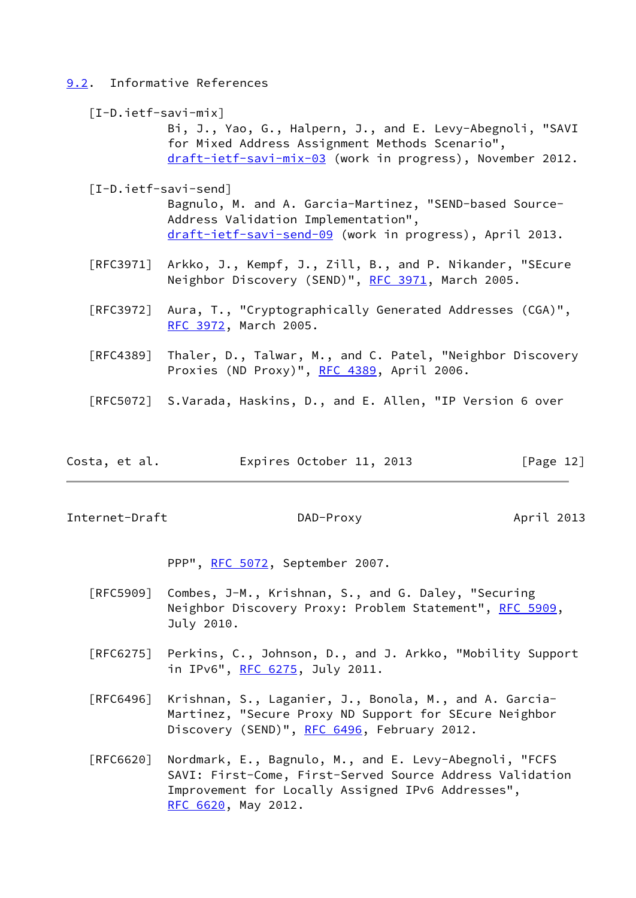### 9.2. Informative References

[I-D.ietf-savi-mix]
Bi, J., Yao, G., Halpern, J., and E. Levy-Abegnoli, "SAVI for Mixed Address Assignment Methods Scenario", draft-ietf-savi-mix-03 (work in progress), November 2012.

[I-D.ietf-savi-send]
Bagnulo, M. and A. Garcia-Martinez, "SEND-based Source-Address Validation Implementation", draft-ietf-savi-send-09 (work in progress), April 2013.

[RFC3971] Arkko, J., Kempf, J., Zill, B., and P. Nikander, "SEcure Neighbor Discovery (SEND)", RFC 3971, March 2005.

[RFC3972] Aura, T., "Cryptographically Generated Addresses (CGA)", RFC 3972, March 2005.

[RFC4389] Thaler, D., Talwar, M., and C. Patel, "Neighbor Discovery Proxies (ND Proxy)", RFC 4389, April 2006.

[RFC5072] S.Varada, Haskins, D., and E. Allen, "IP Version 6 over PPP", RFC 5072, September 2007.

[RFC5909] Combes, J-M., Krishnan, S., and G. Daley, "Securing Neighbor Discovery Proxy: Problem Statement", RFC 5909, July 2010.

[RFC6275] Perkins, C., Johnson, D., and J. Arkko, "Mobility Support in IPv6", RFC 6275, July 2011.

[RFC6496] Krishnan, S., Laganier, J., Bonola, M., and A. Garcia-Martinez, "Secure Proxy ND Support for SEcure Neighbor Discovery (SEND)", RFC 6496, February 2012.

[RFC6620] Nordmark, E., Bagnulo, M., and E. Levy-Abegnoli, "FCFS SAVI: First-Come, First-Served Source Address Validation Improvement for Locally Assigned IPv6 Addresses", RFC 6620, May 2012.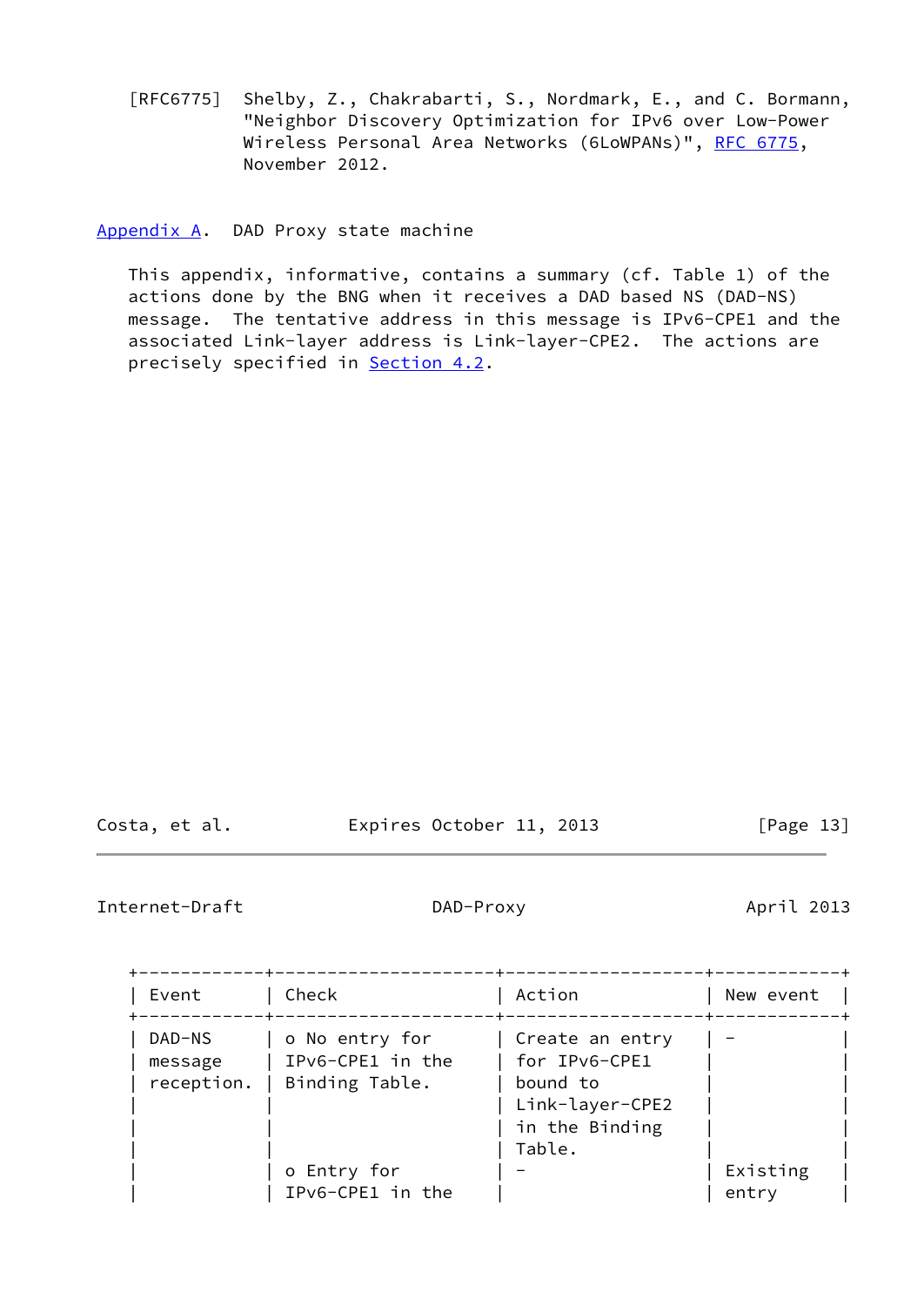[RFC6775] Shelby, Z., Chakrabarti, S., Nordmark, E., and C. Bormann, "Neighbor Discovery Optimization for IPv6 over Low-Power Wireless Personal Area Networks (6LoWPANs)", RFC 6775, November 2012.

## Appendix A. DAD Proxy state machine

This appendix, informative, contains a summary (cf. Table 1) of the actions done by the BNG when it receives a DAD based NS (DAD-NS) message. The tentative address in this message is IPv6-CPE1 and the associated Link-layer address is Link-layer-CPE2. The actions are precisely specified in Section 4.2.

| Event | Check | Action | New event |
|---|---|---|---|
| DAD-NS message reception. | o No entry for IPv6-CPE1 in the Binding Table. | Create an entry for IPv6-CPE1 bound to Link-layer-CPE2 in the Binding Table. | - |
| | o Entry for IPv6-CPE1 in the | - | Existing entry |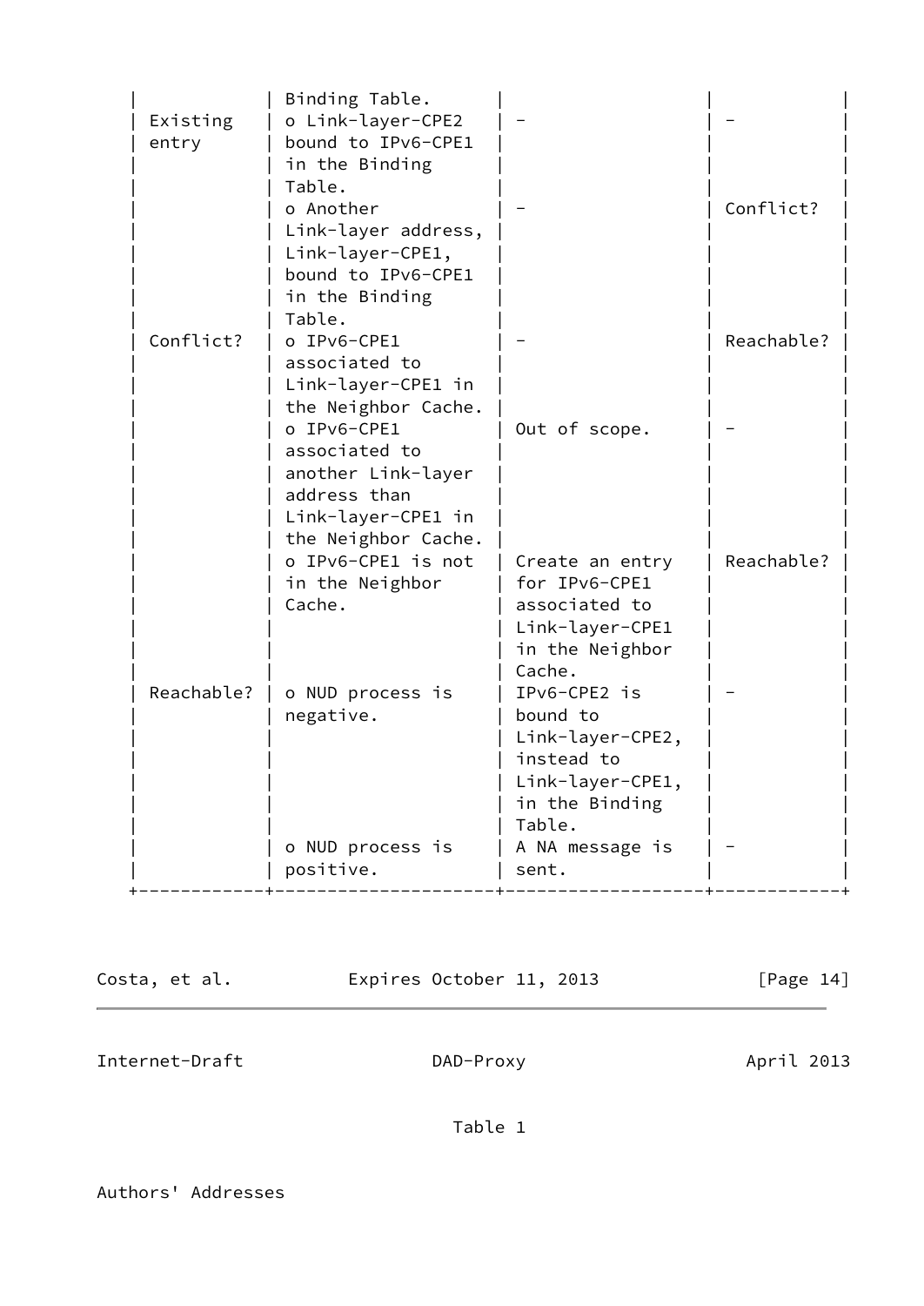| | | | |
|---|---|---|---|
| | Binding Table. | | |
| Existing entry | o Link-layer-CPE2 bound to IPv6-CPE1 in the Binding Table. | - | - |
| | o Another Link-layer address, Link-layer-CPE1, bound to IPv6-CPE1 in the Binding Table. | - | Conflict? |
| Conflict? | o IPv6-CPE1 associated to Link-layer-CPE1 in the Neighbor Cache. | - | Reachable? |
| | o IPv6-CPE1 associated to another Link-layer address than Link-layer-CPE1 in the Neighbor Cache. | Out of scope. | - |
| | o IPv6-CPE1 is not in the Neighbor Cache. | Create an entry for IPv6-CPE1 associated to Link-layer-CPE1 in the Neighbor Cache. | Reachable? |
| Reachable? | o NUD process is negative. | IPv6-CPE2 is bound to Link-layer-CPE2, instead to Link-layer-CPE1, in the Binding Table. | - |
| | o NUD process is positive. | A NA message is sent. | - |

Table 1

Authors' Addresses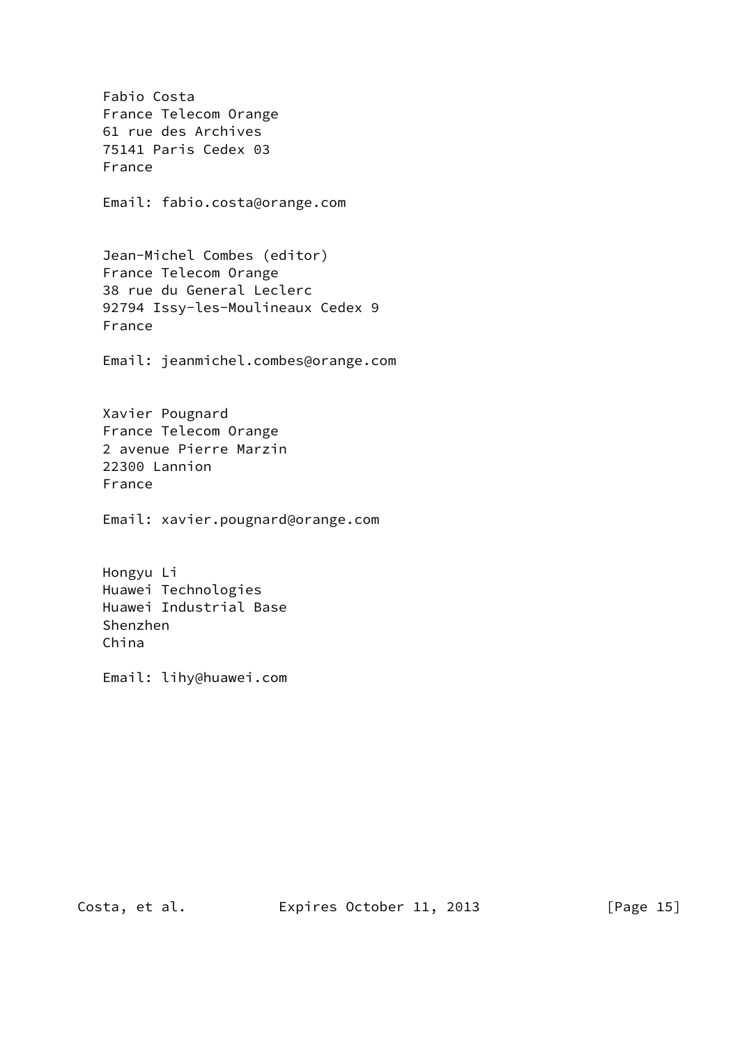Fabio Costa
France Telecom Orange
61 rue des Archives
75141 Paris Cedex 03
France

Email: fabio.costa@orange.com

Jean-Michel Combes (editor)
France Telecom Orange
38 rue du General Leclerc
92794 Issy-les-Moulineaux Cedex 9
France

Email: jeanmichel.combes@orange.com

Xavier Pougnard
France Telecom Orange
2 avenue Pierre Marzin
22300 Lannion
France

Email: xavier.pougnard@orange.com

Hongyu Li
Huawei Technologies
Huawei Industrial Base
Shenzhen
China

Email: lihy@huawei.com